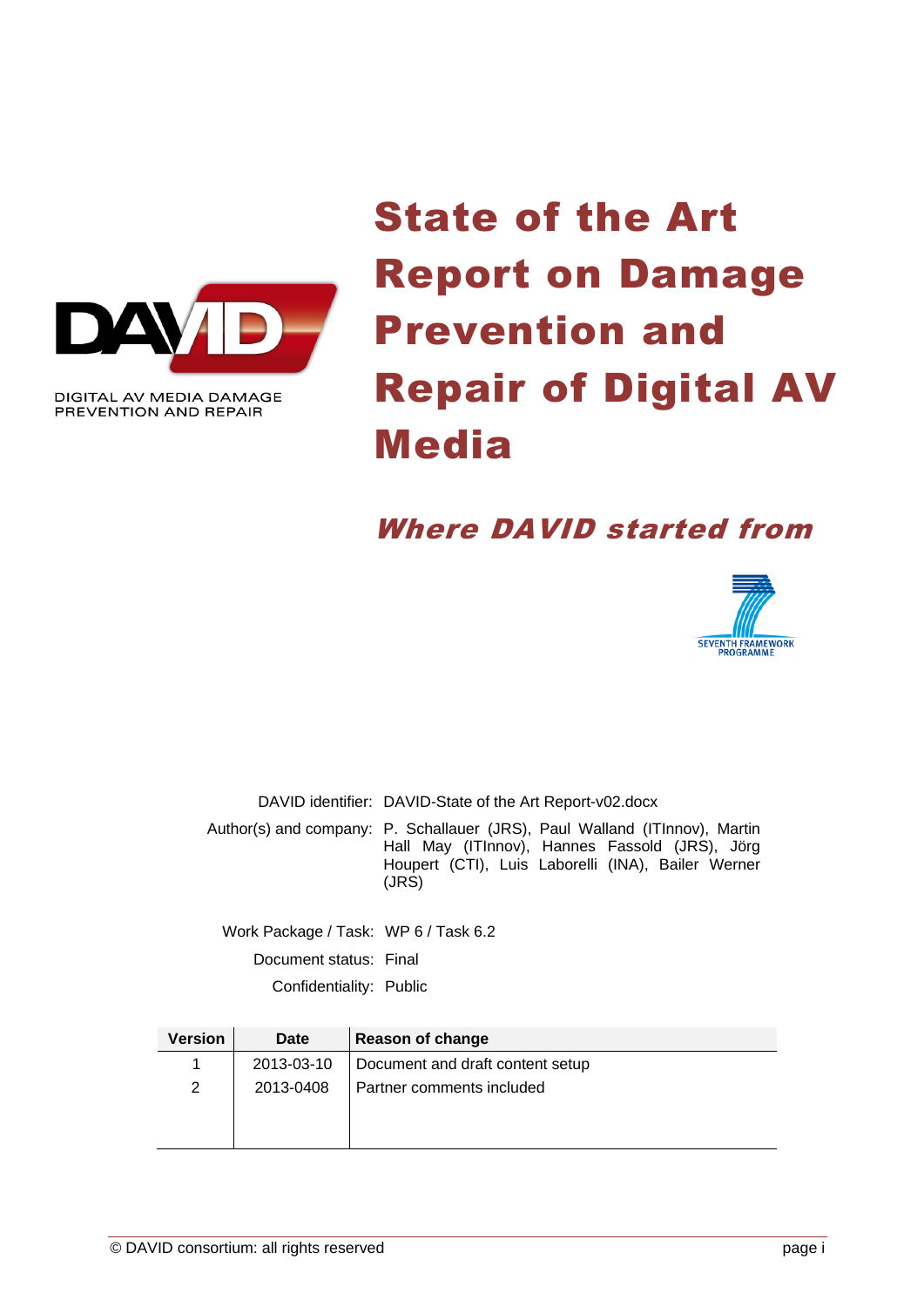DIGITAL AV MEDIA DAMAGE PREVENTION AND REPAIR

# State of the Art Report on Damage Prevention and Repair of Digital AV Media

## *Where DAVID started from*

SEVENTH FRAMEWORK PROGRAMME

DAVID identifier: DAVID-State of the Art Report-v02.docx

Author(s) and company: P. Schallauer (JRS), Paul Walland (ITInnov), Martin Hall May (ITInnov), Hannes Fassold (JRS), Jörg Houpert (CTI), Luis Laborelli (INA), Bailer Werner (JRS)

Work Package / Task: WP 6 / Task 6.2

Document status: Final

Confidentiality: Public

| Version | Date | Reason of change |
|---|---|---|
| 1 | 2013-03-10 | Document and draft content setup |
| 2 | 2013-0408 | Partner comments included |

© DAVID consortium: all rights reserved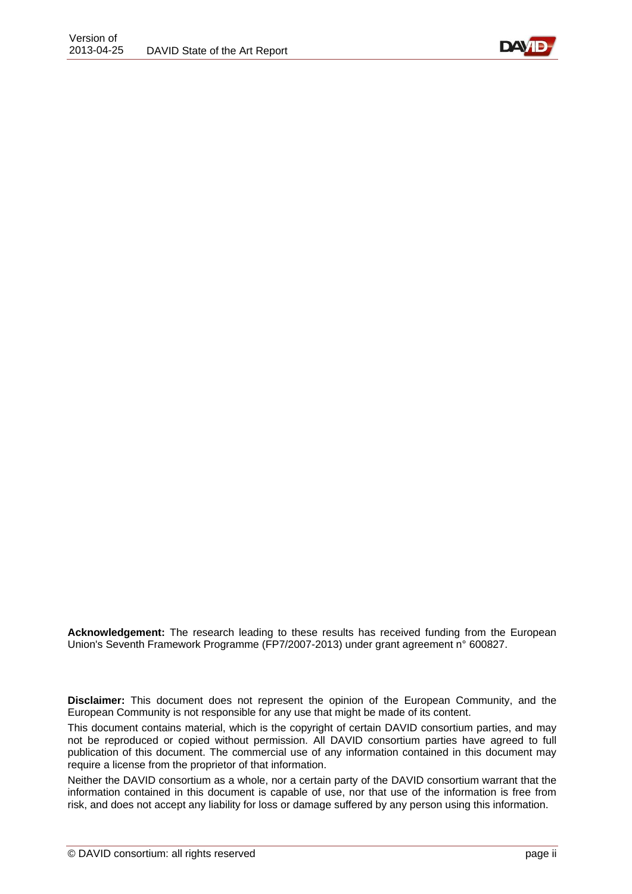**Acknowledgement:** The research leading to these results has received funding from the European Union's Seventh Framework Programme (FP7/2007-2013) under grant agreement n° 600827.

**Disclaimer:** This document does not represent the opinion of the European Community, and the European Community is not responsible for any use that might be made of its content.

This document contains material, which is the copyright of certain DAVID consortium parties, and may not be reproduced or copied without permission. All DAVID consortium parties have agreed to full publication of this document. The commercial use of any information contained in this document may require a license from the proprietor of that information.

Neither the DAVID consortium as a whole, nor a certain party of the DAVID consortium warrant that the information contained in this document is capable of use, nor that use of the information is free from risk, and does not accept any liability for loss or damage suffered by any person using this information.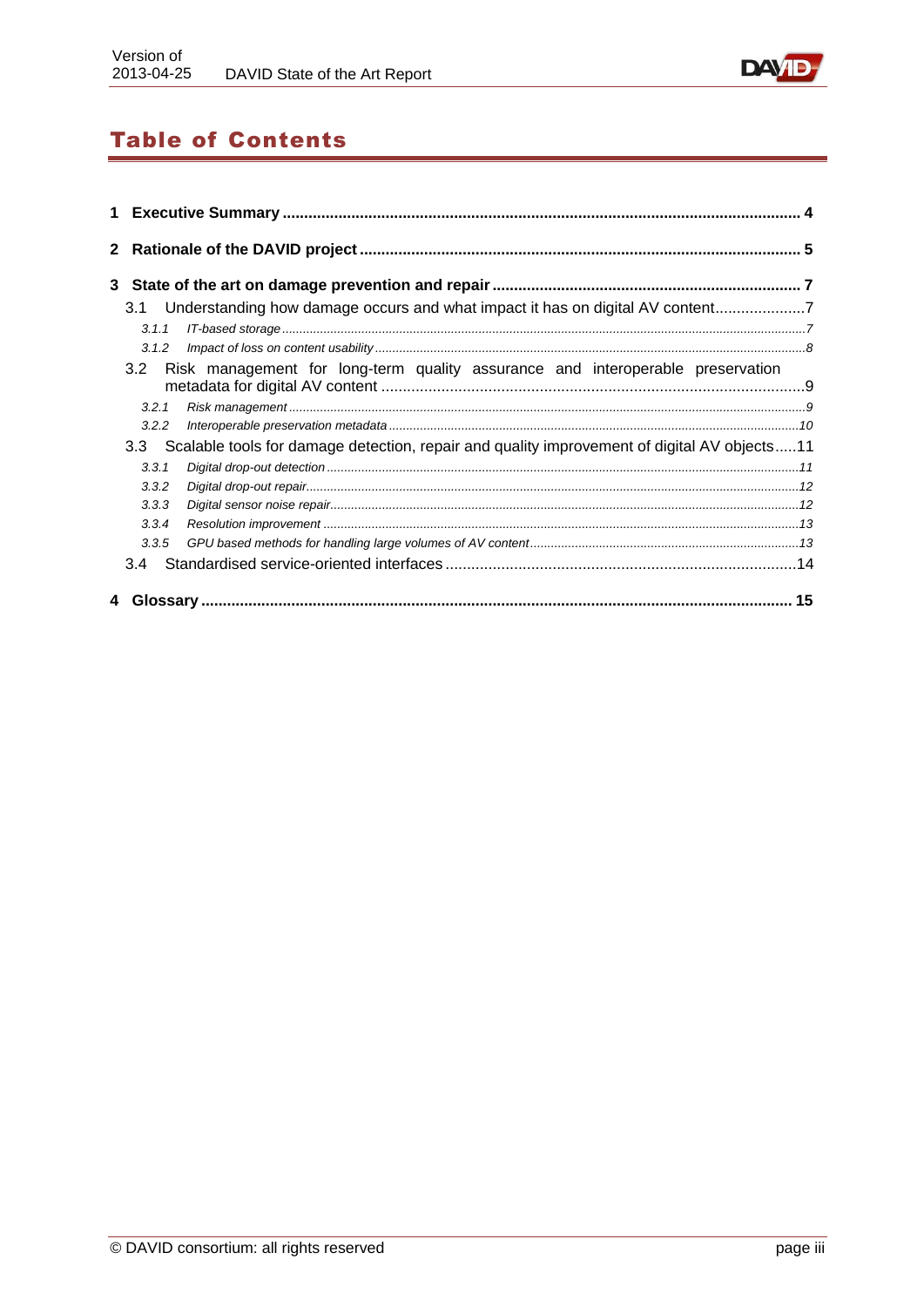# Table of Contents

**1 Executive Summary** ........ 4

**2 Rationale of the DAVID project** ........ 5

**3 State of the art on damage prevention and repair** ........ 7

- 3.1 Understanding how damage occurs and what impact it has on digital AV content ........ 7
  - *3.1.1 IT-based storage* ........ *7*
  - *3.1.2 Impact of loss on content usability* ........ *8*
- 3.2 Risk management for long-term quality assurance and interoperable preservation metadata for digital AV content ........ 9
  - *3.2.1 Risk management* ........ *9*
  - *3.2.2 Interoperable preservation metadata* ........ *10*
- 3.3 Scalable tools for damage detection, repair and quality improvement of digital AV objects ........ 11
  - *3.3.1 Digital drop-out detection* ........ *11*
  - *3.3.2 Digital drop-out repair* ........ *12*
  - *3.3.3 Digital sensor noise repair* ........ *12*
  - *3.3.4 Resolution improvement* ........ *13*
  - *3.3.5 GPU based methods for handling large volumes of AV content* ........ *13*
- 3.4 Standardised service-oriented interfaces ........ 14

**4 Glossary** ........ 15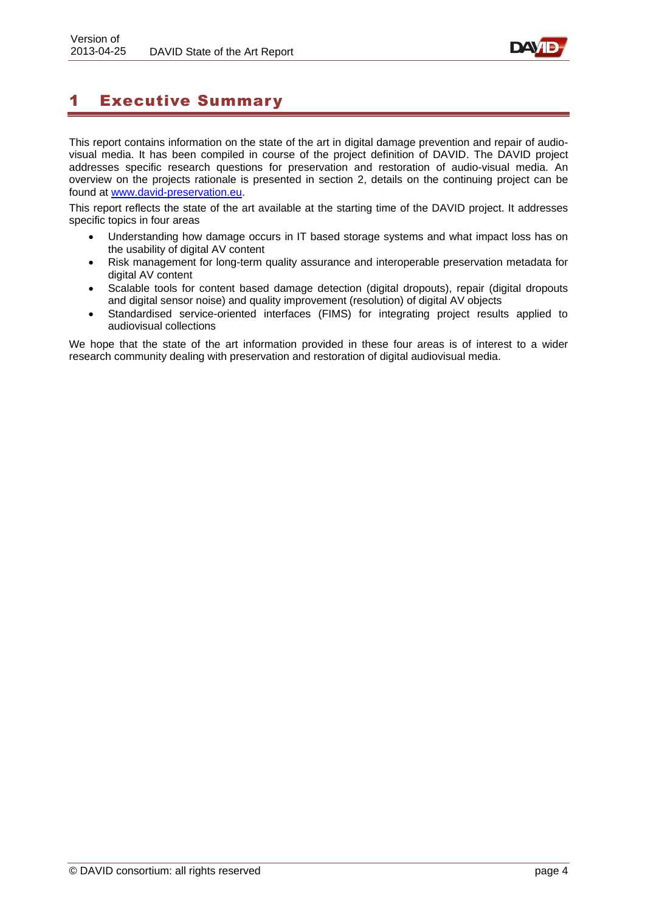# 1 Executive Summary

This report contains information on the state of the art in digital damage prevention and repair of audio-visual media. It has been compiled in course of the project definition of DAVID. The DAVID project addresses specific research questions for preservation and restoration of audio-visual media. An overview on the projects rationale is presented in section 2, details on the continuing project can be found at [www.david-preservation.eu](http://www.david-preservation.eu).

This report reflects the state of the art available at the starting time of the DAVID project. It addresses specific topics in four areas

- Understanding how damage occurs in IT based storage systems and what impact loss has on the usability of digital AV content
- Risk management for long-term quality assurance and interoperable preservation metadata for digital AV content
- Scalable tools for content based damage detection (digital dropouts), repair (digital dropouts and digital sensor noise) and quality improvement (resolution) of digital AV objects
- Standardised service-oriented interfaces (FIMS) for integrating project results applied to audiovisual collections

We hope that the state of the art information provided in these four areas is of interest to a wider research community dealing with preservation and restoration of digital audiovisual media.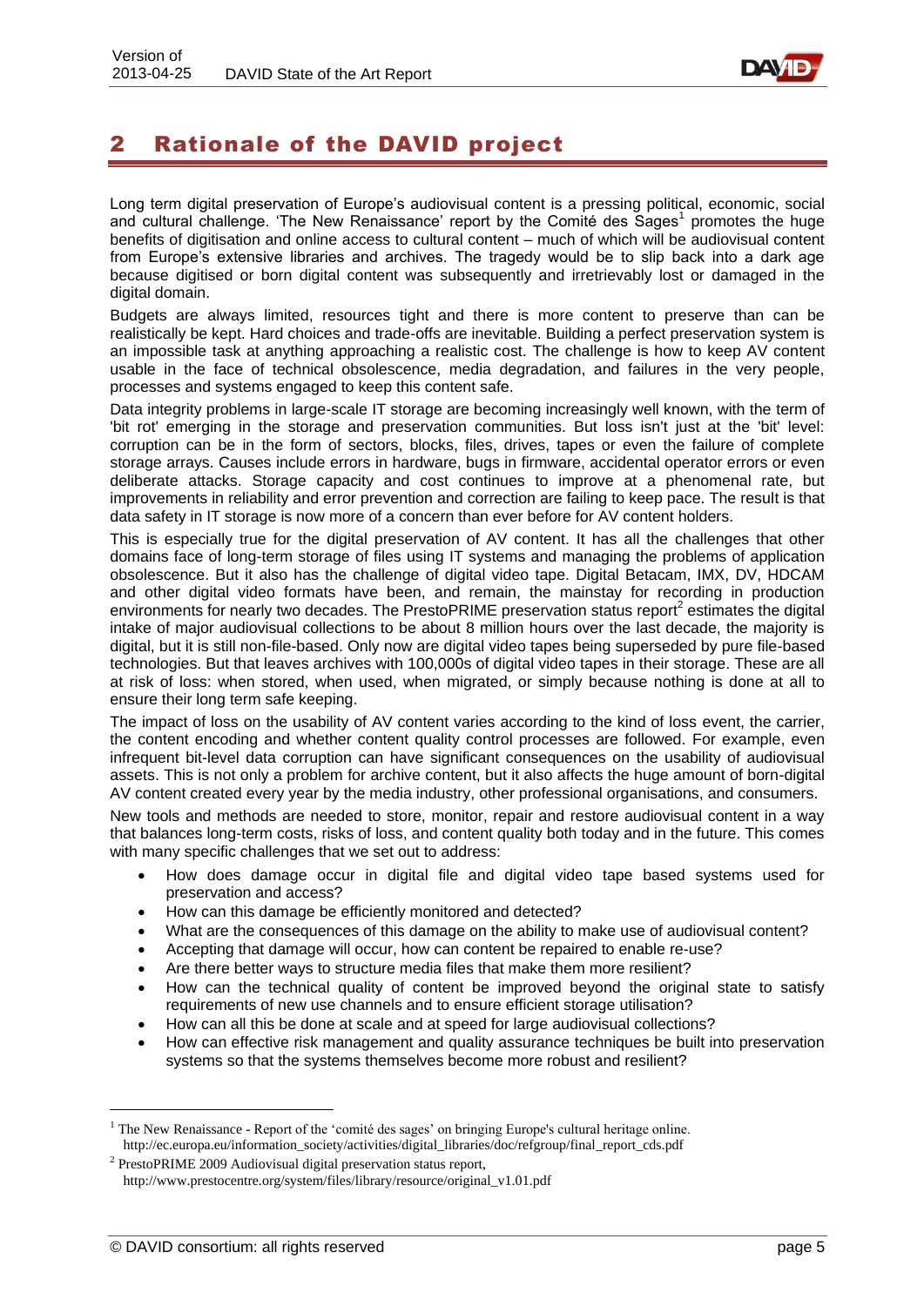# 2 Rationale of the DAVID project

Long term digital preservation of Europe's audiovisual content is a pressing political, economic, social and cultural challenge. 'The New Renaissance' report by the Comité des Sages[1] promotes the huge benefits of digitisation and online access to cultural content – much of which will be audiovisual content from Europe's extensive libraries and archives. The tragedy would be to slip back into a dark age because digitised or born digital content was subsequently and irretrievably lost or damaged in the digital domain.

Budgets are always limited, resources tight and there is more content to preserve than can be realistically be kept. Hard choices and trade-offs are inevitable. Building a perfect preservation system is an impossible task at anything approaching a realistic cost. The challenge is how to keep AV content usable in the face of technical obsolescence, media degradation, and failures in the very people, processes and systems engaged to keep this content safe.

Data integrity problems in large-scale IT storage are becoming increasingly well known, with the term of 'bit rot' emerging in the storage and preservation communities. But loss isn't just at the 'bit' level: corruption can be in the form of sectors, blocks, files, drives, tapes or even the failure of complete storage arrays. Causes include errors in hardware, bugs in firmware, accidental operator errors or even deliberate attacks. Storage capacity and cost continues to improve at a phenomenal rate, but improvements in reliability and error prevention and correction are failing to keep pace. The result is that data safety in IT storage is now more of a concern than ever before for AV content holders.

This is especially true for the digital preservation of AV content. It has all the challenges that other domains face of long-term storage of files using IT systems and managing the problems of application obsolescence. But it also has the challenge of digital video tape. Digital Betacam, IMX, DV, HDCAM and other digital video formats have been, and remain, the mainstay for recording in production environments for nearly two decades. The PrestoPRIME preservation status report[2] estimates the digital intake of major audiovisual collections to be about 8 million hours over the last decade, the majority is digital, but it is still non-file-based. Only now are digital video tapes being superseded by pure file-based technologies. But that leaves archives with 100,000s of digital video tapes in their storage. These are all at risk of loss: when stored, when used, when migrated, or simply because nothing is done at all to ensure their long term safe keeping.

The impact of loss on the usability of AV content varies according to the kind of loss event, the carrier, the content encoding and whether content quality control processes are followed. For example, even infrequent bit-level data corruption can have significant consequences on the usability of audiovisual assets. This is not only a problem for archive content, but it also affects the huge amount of born-digital AV content created every year by the media industry, other professional organisations, and consumers.

New tools and methods are needed to store, monitor, repair and restore audiovisual content in a way that balances long-term costs, risks of loss, and content quality both today and in the future. This comes with many specific challenges that we set out to address:

- How does damage occur in digital file and digital video tape based systems used for preservation and access?
- How can this damage be efficiently monitored and detected?
- What are the consequences of this damage on the ability to make use of audiovisual content?
- Accepting that damage will occur, how can content be repaired to enable re-use?
- Are there better ways to structure media files that make them more resilient?
- How can the technical quality of content be improved beyond the original state to satisfy requirements of new use channels and to ensure efficient storage utilisation?
- How can all this be done at scale and at speed for large audiovisual collections?
- How can effective risk management and quality assurance techniques be built into preservation systems so that the systems themselves become more robust and resilient?

---

[1] The New Renaissance - Report of the 'comité des sages' on bringing Europe's cultural heritage online. http://ec.europa.eu/information_society/activities/digital_libraries/doc/refgroup/final_report_cds.pdf

[2] PrestoPRIME 2009 Audiovisual digital preservation status report, http://www.prestocentre.org/system/files/library/resource/original_v1.01.pdf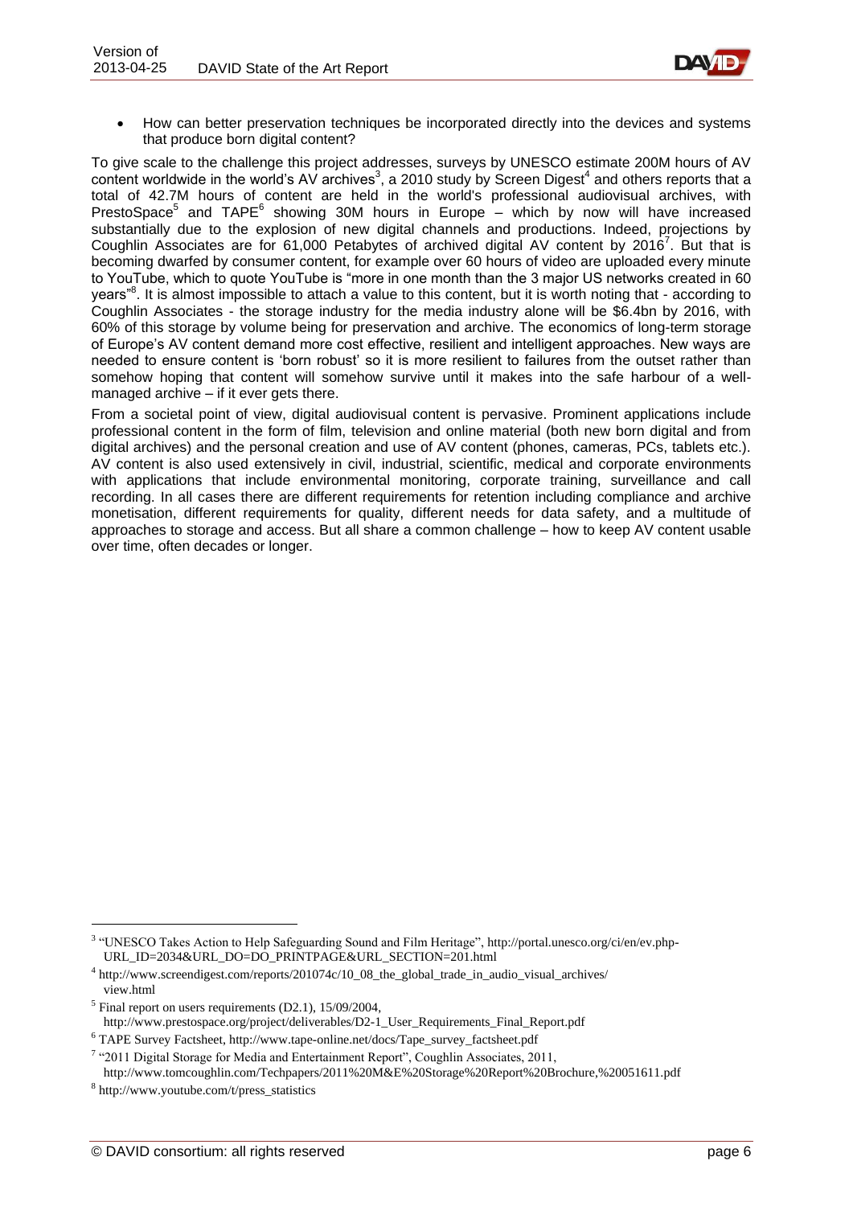- How can better preservation techniques be incorporated directly into the devices and systems that produce born digital content?

To give scale to the challenge this project addresses, surveys by UNESCO estimate 200M hours of AV content worldwide in the world's AV archives[3], a 2010 study by Screen Digest[4] and others reports that a total of 42.7M hours of content are held in the world's professional audiovisual archives, with PrestoSpace[5] and TAPE[6] showing 30M hours in Europe – which by now will have increased substantially due to the explosion of new digital channels and productions. Indeed, projections by Coughlin Associates are for 61,000 Petabytes of archived digital AV content by 2016[7]. But that is becoming dwarfed by consumer content, for example over 60 hours of video are uploaded every minute to YouTube, which to quote YouTube is "more in one month than the 3 major US networks created in 60 years"[8]. It is almost impossible to attach a value to this content, but it is worth noting that - according to Coughlin Associates - the storage industry for the media industry alone will be \$6.4bn by 2016, with 60% of this storage by volume being for preservation and archive. The economics of long-term storage of Europe's AV content demand more cost effective, resilient and intelligent approaches. New ways are needed to ensure content is 'born robust' so it is more resilient to failures from the outset rather than somehow hoping that content will somehow survive until it makes into the safe harbour of a well-managed archive – if it ever gets there.

From a societal point of view, digital audiovisual content is pervasive. Prominent applications include professional content in the form of film, television and online material (both new born digital and from digital archives) and the personal creation and use of AV content (phones, cameras, PCs, tablets etc.). AV content is also used extensively in civil, industrial, scientific, medical and corporate environments with applications that include environmental monitoring, corporate training, surveillance and call recording. In all cases there are different requirements for retention including compliance and archive monetisation, different requirements for quality, different needs for data safety, and a multitude of approaches to storage and access. But all share a common challenge – how to keep AV content usable over time, often decades or longer.

---

[3] "UNESCO Takes Action to Help Safeguarding Sound and Film Heritage", http://portal.unesco.org/ci/en/ev.php-URL_ID=2034&URL_DO=DO_PRINTPAGE&URL_SECTION=201.html

[4] http://www.screendigest.com/reports/201074c/10_08_the_global_trade_in_audio_visual_archives/view.html

[5] Final report on users requirements (D2.1), 15/09/2004, http://www.prestospace.org/project/deliverables/D2-1_User_Requirements_Final_Report.pdf

[6] TAPE Survey Factsheet, http://www.tape-online.net/docs/Tape_survey_factsheet.pdf

[7] "2011 Digital Storage for Media and Entertainment Report", Coughlin Associates, 2011, http://www.tomcoughlin.com/Techpapers/2011%20M&E%20Storage%20Report%20Brochure,%20051611.pdf

[8] http://www.youtube.com/t/press_statistics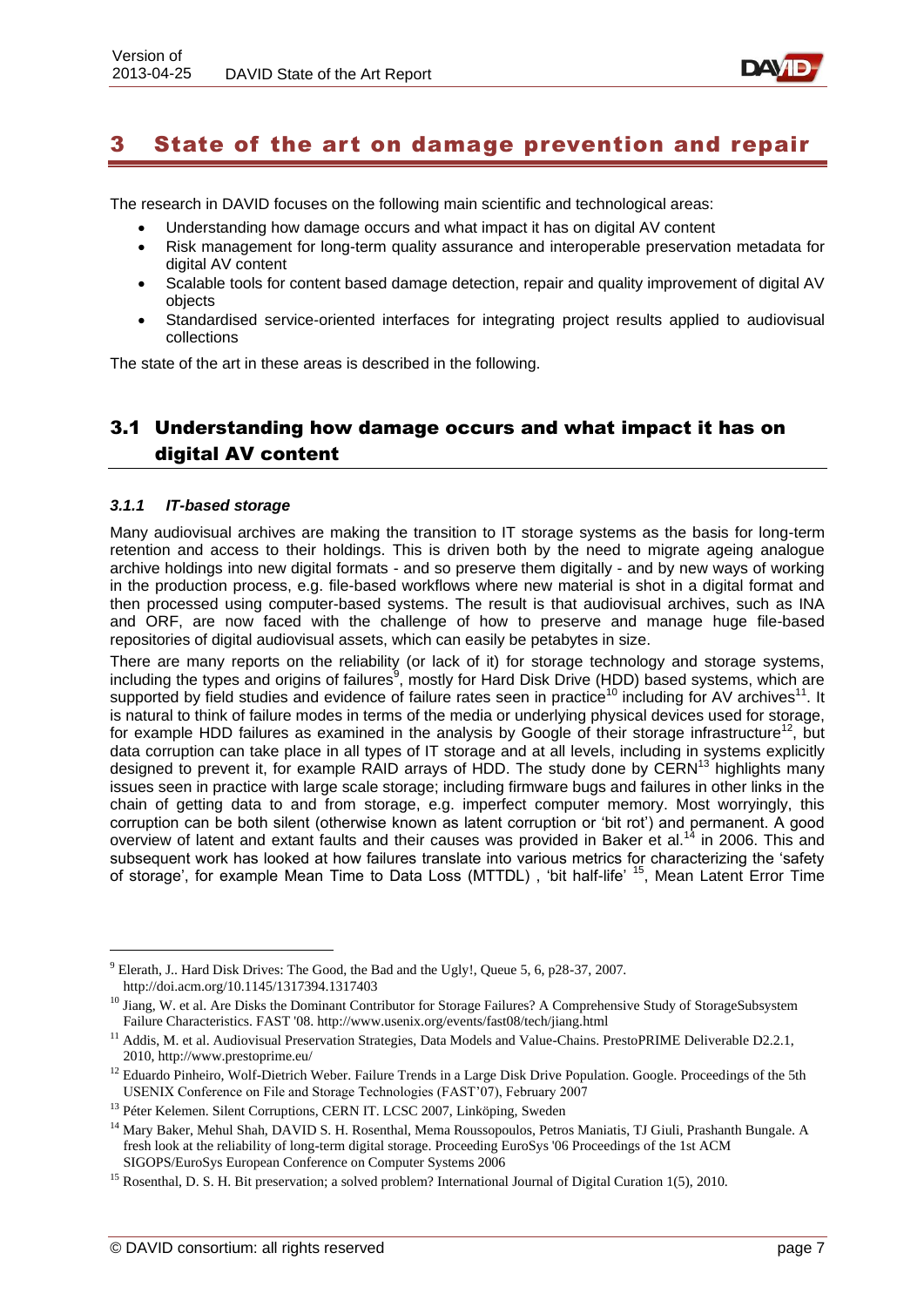# 3 State of the art on damage prevention and repair

The research in DAVID focuses on the following main scientific and technological areas:

- Understanding how damage occurs and what impact it has on digital AV content
- Risk management for long-term quality assurance and interoperable preservation metadata for digital AV content
- Scalable tools for content based damage detection, repair and quality improvement of digital AV objects
- Standardised service-oriented interfaces for integrating project results applied to audiovisual collections

The state of the art in these areas is described in the following.

## 3.1 Understanding how damage occurs and what impact it has on digital AV content

### *3.1.1 IT-based storage*

Many audiovisual archives are making the transition to IT storage systems as the basis for long-term retention and access to their holdings. This is driven both by the need to migrate ageing analogue archive holdings into new digital formats - and so preserve them digitally - and by new ways of working in the production process, e.g. file-based workflows where new material is shot in a digital format and then processed using computer-based systems. The result is that audiovisual archives, such as INA and ORF, are now faced with the challenge of how to preserve and manage huge file-based repositories of digital audiovisual assets, which can easily be petabytes in size.

There are many reports on the reliability (or lack of it) for storage technology and storage systems, including the types and origins of failures[9], mostly for Hard Disk Drive (HDD) based systems, which are supported by field studies and evidence of failure rates seen in practice[10] including for AV archives[11]. It is natural to think of failure modes in terms of the media or underlying physical devices used for storage, for example HDD failures as examined in the analysis by Google of their storage infrastructure[12], but data corruption can take place in all types of IT storage and at all levels, including in systems explicitly designed to prevent it, for example RAID arrays of HDD. The study done by CERN[13] highlights many issues seen in practice with large scale storage; including firmware bugs and failures in other links in the chain of getting data to and from storage, e.g. imperfect computer memory. Most worryingly, this corruption can be both silent (otherwise known as latent corruption or 'bit rot') and permanent. A good overview of latent and extant faults and their causes was provided in Baker et al.[14] in 2006. This and subsequent work has looked at how failures translate into various metrics for characterizing the 'safety of storage', for example Mean Time to Data Loss (MTTDL) , 'bit half-life' [15], Mean Latent Error Time

---

[9] Elerath, J.. Hard Disk Drives: The Good, the Bad and the Ugly!, Queue 5, 6, p28-37, 2007. http://doi.acm.org/10.1145/1317394.1317403

[10] Jiang, W. et al. Are Disks the Dominant Contributor for Storage Failures? A Comprehensive Study of StorageSubsystem Failure Characteristics. FAST '08. http://www.usenix.org/events/fast08/tech/jiang.html

[11] Addis, M. et al. Audiovisual Preservation Strategies, Data Models and Value-Chains. PrestoPRIME Deliverable D2.2.1, 2010, http://www.prestoprime.eu/

[12] Eduardo Pinheiro, Wolf-Dietrich Weber. Failure Trends in a Large Disk Drive Population. Google. Proceedings of the 5th USENIX Conference on File and Storage Technologies (FAST'07), February 2007

[13] Péter Kelemen. Silent Corruptions, CERN IT. LCSC 2007, Linköping, Sweden

[14] Mary Baker, Mehul Shah, DAVID S. H. Rosenthal, Mema Roussopoulos, Petros Maniatis, TJ Giuli, Prashanth Bungale. A fresh look at the reliability of long-term digital storage. Proceeding EuroSys '06 Proceedings of the 1st ACM SIGOPS/EuroSys European Conference on Computer Systems 2006

[15] Rosenthal, D. S. H. Bit preservation; a solved problem? International Journal of Digital Curation 1(5), 2010.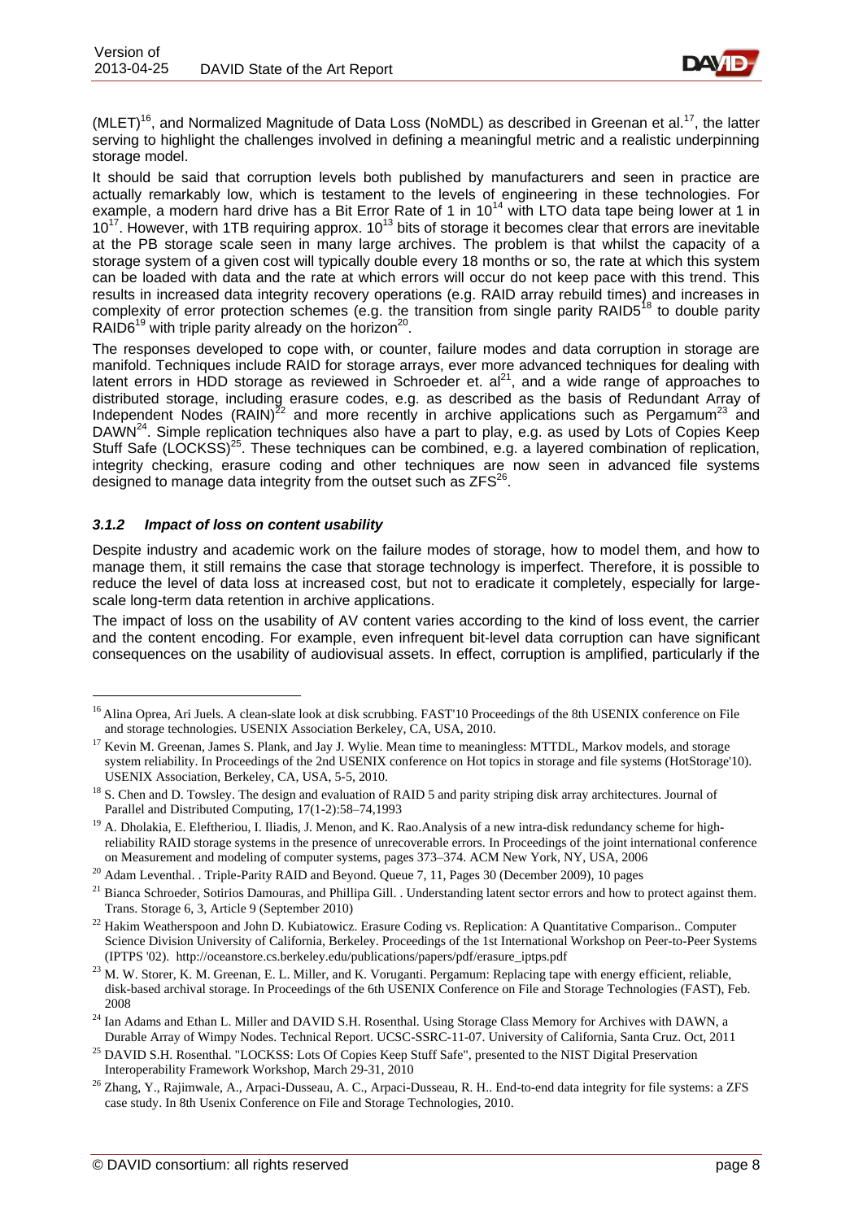(MLET)[16], and Normalized Magnitude of Data Loss (NoMDL) as described in Greenan et al.[17], the latter serving to highlight the challenges involved in defining a meaningful metric and a realistic underpinning storage model.

It should be said that corruption levels both published by manufacturers and seen in practice are actually remarkably low, which is testament to the levels of engineering in these technologies. For example, a modern hard drive has a Bit Error Rate of 1 in $10^{14}$ with LTO data tape being lower at 1 in $10^{17}$. However, with 1TB requiring approx. $10^{13}$ bits of storage it becomes clear that errors are inevitable at the PB storage scale seen in many large archives. The problem is that whilst the capacity of a storage system of a given cost will typically double every 18 months or so, the rate at which this system can be loaded with data and the rate at which errors will occur do not keep pace with this trend. This results in increased data integrity recovery operations (e.g. RAID array rebuild times) and increases in complexity of error protection schemes (e.g. the transition from single parity RAID5[18] to double parity RAID6[19] with triple parity already on the horizon[20].

The responses developed to cope with, or counter, failure modes and data corruption in storage are manifold. Techniques include RAID for storage arrays, ever more advanced techniques for dealing with latent errors in HDD storage as reviewed in Schroeder et. al[21], and a wide range of approaches to distributed storage, including erasure codes, e.g. as described as the basis of Redundant Array of Independent Nodes (RAIN)[22] and more recently in archive applications such as Pergamum[23] and DAWN[24]. Simple replication techniques also have a part to play, e.g. as used by Lots of Copies Keep Stuff Safe (LOCKSS)[25]. These techniques can be combined, e.g. a layered combination of replication, integrity checking, erasure coding and other techniques are now seen in advanced file systems designed to manage data integrity from the outset such as ZFS[26].

### *3.1.2 Impact of loss on content usability*

Despite industry and academic work on the failure modes of storage, how to model them, and how to manage them, it still remains the case that storage technology is imperfect. Therefore, it is possible to reduce the level of data loss at increased cost, but not to eradicate it completely, especially for large-scale long-term data retention in archive applications.

The impact of loss on the usability of AV content varies according to the kind of loss event, the carrier and the content encoding. For example, even infrequent bit-level data corruption can have significant consequences on the usability of audiovisual assets. In effect, corruption is amplified, particularly if the

---

[16] Alina Oprea, Ari Juels. A clean-slate look at disk scrubbing. FAST'10 Proceedings of the 8th USENIX conference on File and storage technologies. USENIX Association Berkeley, CA, USA, 2010.

[17] Kevin M. Greenan, James S. Plank, and Jay J. Wylie. Mean time to meaningless: MTTDL, Markov models, and storage system reliability. In Proceedings of the 2nd USENIX conference on Hot topics in storage and file systems (HotStorage'10). USENIX Association, Berkeley, CA, USA, 5-5, 2010.

[18] S. Chen and D. Towsley. The design and evaluation of RAID 5 and parity striping disk array architectures. Journal of Parallel and Distributed Computing, 17(1-2):58–74,1993

[19] A. Dholakia, E. Eleftheriou, I. Iliadis, J. Menon, and K. Rao.Analysis of a new intra-disk redundancy scheme for high-reliability RAID storage systems in the presence of unrecoverable errors. In Proceedings of the joint international conference on Measurement and modeling of computer systems, pages 373–374. ACM New York, NY, USA, 2006

[20] Adam Leventhal. . Triple-Parity RAID and Beyond. Queue 7, 11, Pages 30 (December 2009), 10 pages

[21] Bianca Schroeder, Sotirios Damouras, and Phillipa Gill. . Understanding latent sector errors and how to protect against them. Trans. Storage 6, 3, Article 9 (September 2010)

[22] Hakim Weatherspoon and John D. Kubiatowicz. Erasure Coding vs. Replication: A Quantitative Comparison.. Computer Science Division University of California, Berkeley. Proceedings of the 1st International Workshop on Peer-to-Peer Systems (IPTPS '02). http://oceanstore.cs.berkeley.edu/publications/papers/pdf/erasure_iptps.pdf

[23] M. W. Storer, K. M. Greenan, E. L. Miller, and K. Voruganti. Pergamum: Replacing tape with energy efficient, reliable, disk-based archival storage. In Proceedings of the 6th USENIX Conference on File and Storage Technologies (FAST), Feb. 2008

[24] Ian Adams and Ethan L. Miller and DAVID S.H. Rosenthal. Using Storage Class Memory for Archives with DAWN, a Durable Array of Wimpy Nodes. Technical Report. UCSC-SSRC-11-07. University of California, Santa Cruz. Oct, 2011

[25] DAVID S.H. Rosenthal. "LOCKSS: Lots Of Copies Keep Stuff Safe", presented to the NIST Digital Preservation Interoperability Framework Workshop, March 29-31, 2010

[26] Zhang, Y., Rajimwale, A., Arpaci-Dusseau, A. C., Arpaci-Dusseau, R. H.. End-to-end data integrity for file systems: a ZFS case study. In 8th Usenix Conference on File and Storage Technologies, 2010.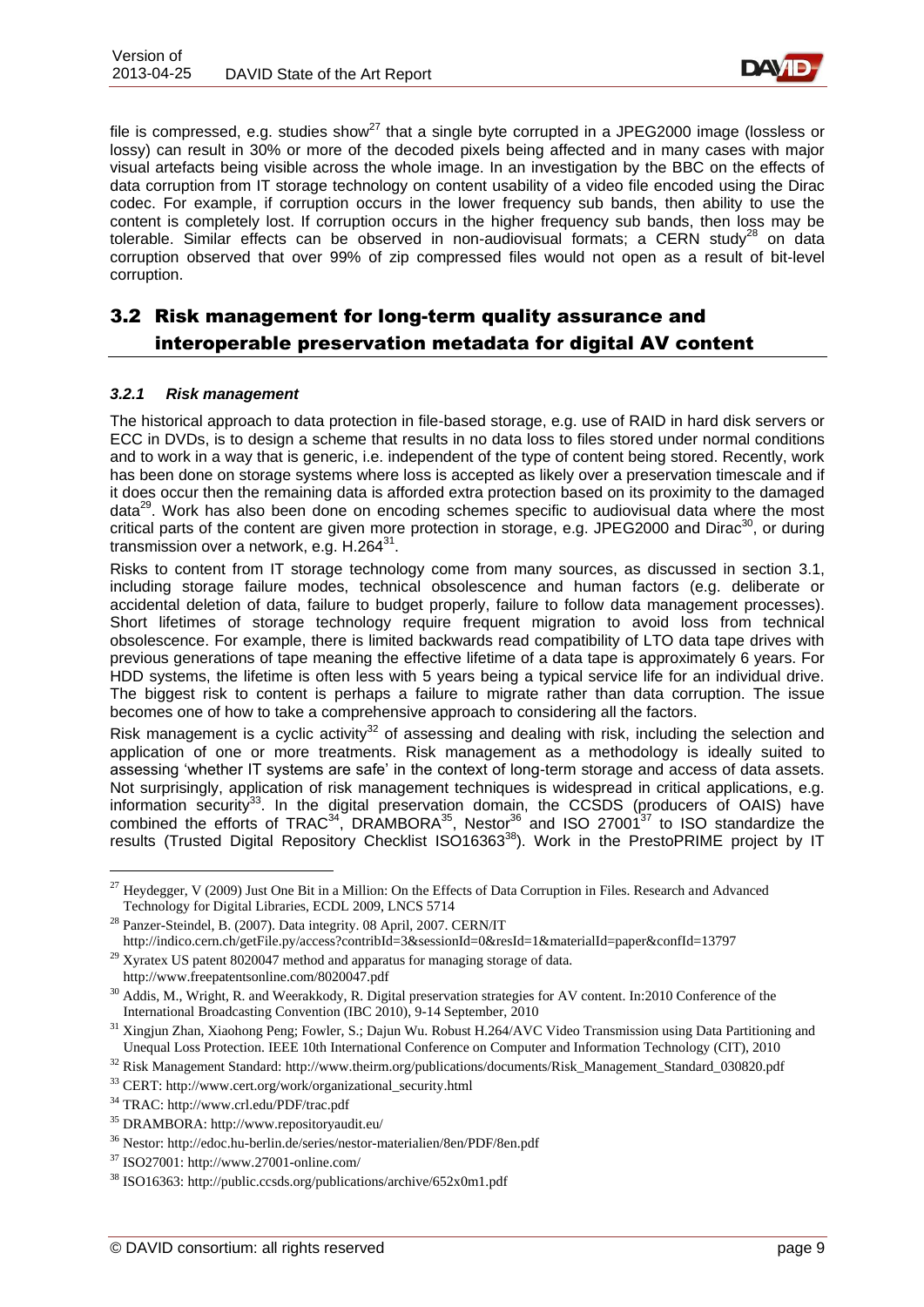file is compressed, e.g. studies show[27] that a single byte corrupted in a JPEG2000 image (lossless or lossy) can result in 30% or more of the decoded pixels being affected and in many cases with major visual artefacts being visible across the whole image. In an investigation by the BBC on the effects of data corruption from IT storage technology on content usability of a video file encoded using the Dirac codec. For example, if corruption occurs in the lower frequency sub bands, then ability to use the content is completely lost. If corruption occurs in the higher frequency sub bands, then loss may be tolerable. Similar effects can be observed in non-audiovisual formats; a CERN study[28] on data corruption observed that over 99% of zip compressed files would not open as a result of bit-level corruption.

## 3.2 Risk management for long-term quality assurance and interoperable preservation metadata for digital AV content

### *3.2.1 Risk management*

The historical approach to data protection in file-based storage, e.g. use of RAID in hard disk servers or ECC in DVDs, is to design a scheme that results in no data loss to files stored under normal conditions and to work in a way that is generic, i.e. independent of the type of content being stored. Recently, work has been done on storage systems where loss is accepted as likely over a preservation timescale and if it does occur then the remaining data is afforded extra protection based on its proximity to the damaged data[29]. Work has also been done on encoding schemes specific to audiovisual data where the most critical parts of the content are given more protection in storage, e.g. JPEG2000 and Dirac[30], or during transmission over a network, e.g. H.264[31].

Risks to content from IT storage technology come from many sources, as discussed in section 3.1, including storage failure modes, technical obsolescence and human factors (e.g. deliberate or accidental deletion of data, failure to budget properly, failure to follow data management processes). Short lifetimes of storage technology require frequent migration to avoid loss from technical obsolescence. For example, there is limited backwards read compatibility of LTO data tape drives with previous generations of tape meaning the effective lifetime of a data tape is approximately 6 years. For HDD systems, the lifetime is often less with 5 years being a typical service life for an individual drive. The biggest risk to content is perhaps a failure to migrate rather than data corruption. The issue becomes one of how to take a comprehensive approach to considering all the factors.

Risk management is a cyclic activity[32] of assessing and dealing with risk, including the selection and application of one or more treatments. Risk management as a methodology is ideally suited to assessing 'whether IT systems are safe' in the context of long-term storage and access of data assets. Not surprisingly, application of risk management techniques is widespread in critical applications, e.g. information security[33]. In the digital preservation domain, the CCSDS (producers of OAIS) have combined the efforts of TRAC[34], DRAMBORA[35], Nestor[36] and ISO 27001[37] to ISO standardize the results (Trusted Digital Repository Checklist ISO16363[38]). Work in the PrestoPRIME project by IT

---

[27] Heydegger, V (2009) Just One Bit in a Million: On the Effects of Data Corruption in Files. Research and Advanced Technology for Digital Libraries, ECDL 2009, LNCS 5714

[28] Panzer-Steindel, B. (2007). Data integrity. 08 April, 2007. CERN/IT http://indico.cern.ch/getFile.py/access?contribId=3&sessionId=0&resId=1&materialId=paper&confId=13797

[29] Xyratex US patent 8020047 method and apparatus for managing storage of data. http://www.freepatentsonline.com/8020047.pdf

[30] Addis, M., Wright, R. and Weerakkody, R. Digital preservation strategies for AV content. In:2010 Conference of the International Broadcasting Convention (IBC 2010), 9-14 September, 2010

[31] Xingjun Zhan, Xiaohong Peng; Fowler, S.; Dajun Wu. Robust H.264/AVC Video Transmission using Data Partitioning and Unequal Loss Protection. IEEE 10th International Conference on Computer and Information Technology (CIT), 2010

[32] Risk Management Standard: http://www.theirm.org/publications/documents/Risk_Management_Standard_030820.pdf

[33] CERT: http://www.cert.org/work/organizational_security.html

[34] TRAC: http://www.crl.edu/PDF/trac.pdf

[35] DRAMBORA: http://www.repositoryaudit.eu/

[36] Nestor: http://edoc.hu-berlin.de/series/nestor-materialien/8en/PDF/8en.pdf

[37] ISO27001: http://www.27001-online.com/

[38] ISO16363: http://public.ccsds.org/publications/archive/652x0m1.pdf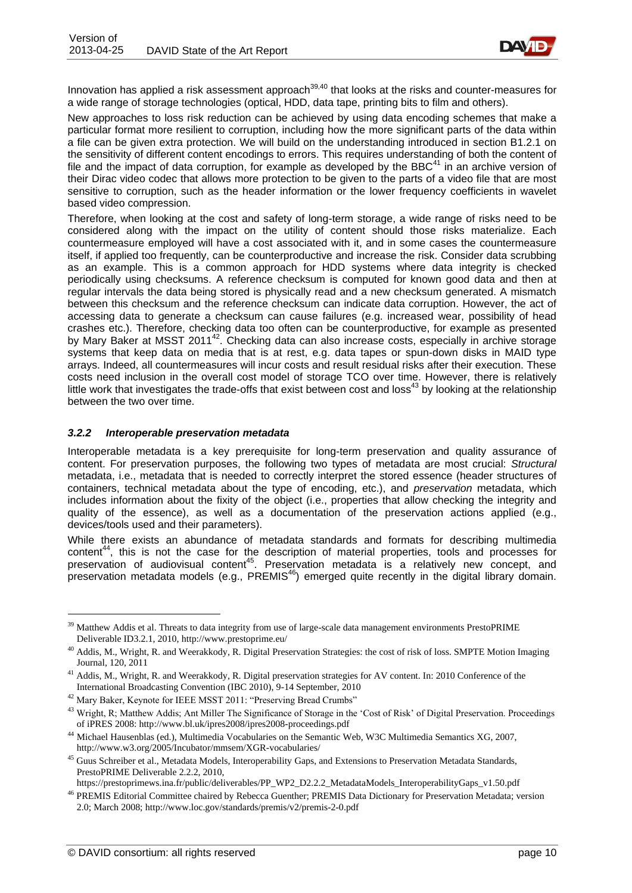Innovation has applied a risk assessment approach[39,40] that looks at the risks and counter-measures for a wide range of storage technologies (optical, HDD, data tape, printing bits to film and others).

New approaches to loss risk reduction can be achieved by using data encoding schemes that make a particular format more resilient to corruption, including how the more significant parts of the data within a file can be given extra protection. We will build on the understanding introduced in section B1.2.1 on the sensitivity of different content encodings to errors. This requires understanding of both the content of file and the impact of data corruption, for example as developed by the BBC[41] in an archive version of their Dirac video codec that allows more protection to be given to the parts of a video file that are most sensitive to corruption, such as the header information or the lower frequency coefficients in wavelet based video compression.

Therefore, when looking at the cost and safety of long-term storage, a wide range of risks need to be considered along with the impact on the utility of content should those risks materialize. Each countermeasure employed will have a cost associated with it, and in some cases the countermeasure itself, if applied too frequently, can be counterproductive and increase the risk. Consider data scrubbing as an example. This is a common approach for HDD systems where data integrity is checked periodically using checksums. A reference checksum is computed for known good data and then at regular intervals the data being stored is physically read and a new checksum generated. A mismatch between this checksum and the reference checksum can indicate data corruption. However, the act of accessing data to generate a checksum can cause failures (e.g. increased wear, possibility of head crashes etc.). Therefore, checking data too often can be counterproductive, for example as presented by Mary Baker at MSST 2011[42]. Checking data can also increase costs, especially in archive storage systems that keep data on media that is at rest, e.g. data tapes or spun-down disks in MAID type arrays. Indeed, all countermeasures will incur costs and result residual risks after their execution. These costs need inclusion in the overall cost model of storage TCO over time. However, there is relatively little work that investigates the trade-offs that exist between cost and loss[43] by looking at the relationship between the two over time.

### *3.2.2 Interoperable preservation metadata*

Interoperable metadata is a key prerequisite for long-term preservation and quality assurance of content. For preservation purposes, the following two types of metadata are most crucial: *Structural* metadata, i.e., metadata that is needed to correctly interpret the stored essence (header structures of containers, technical metadata about the type of encoding, etc.), and *preservation* metadata, which includes information about the fixity of the object (i.e., properties that allow checking the integrity and quality of the essence), as well as a documentation of the preservation actions applied (e.g., devices/tools used and their parameters).

While there exists an abundance of metadata standards and formats for describing multimedia content[44], this is not the case for the description of material properties, tools and processes for preservation of audiovisual content[45]. Preservation metadata is a relatively new concept, and preservation metadata models (e.g., PREMIS[46]) emerged quite recently in the digital library domain.

---

[39] Matthew Addis et al. Threats to data integrity from use of large-scale data management environments PrestoPRIME Deliverable ID3.2.1, 2010, http://www.prestoprime.eu/

[40] Addis, M., Wright, R. and Weerakkody, R. Digital Preservation Strategies: the cost of risk of loss. SMPTE Motion Imaging Journal, 120, 2011

[41] Addis, M., Wright, R. and Weerakkody, R. Digital preservation strategies for AV content. In: 2010 Conference of the International Broadcasting Convention (IBC 2010), 9-14 September, 2010

[42] Mary Baker, Keynote for IEEE MSST 2011: "Preserving Bread Crumbs"

[43] Wright, R; Matthew Addis; Ant Miller The Significance of Storage in the 'Cost of Risk' of Digital Preservation. Proceedings of iPRES 2008: http://www.bl.uk/ipres2008/ipres2008-proceedings.pdf

[44] Michael Hausenblas (ed.), Multimedia Vocabularies on the Semantic Web, W3C Multimedia Semantics XG, 2007, http://www.w3.org/2005/Incubator/mmsem/XGR-vocabularies/

[45] Guus Schreiber et al., Metadata Models, Interoperability Gaps, and Extensions to Preservation Metadata Standards, PrestoPRIME Deliverable 2.2.2, 2010, https://prestoprimews.ina.fr/public/deliverables/PP_WP2_D2.2.2_MetadataModels_InteroperabilityGaps_v1.50.pdf

[46] PREMIS Editorial Committee chaired by Rebecca Guenther; PREMIS Data Dictionary for Preservation Metadata; version 2.0; March 2008; http://www.loc.gov/standards/premis/v2/premis-2-0.pdf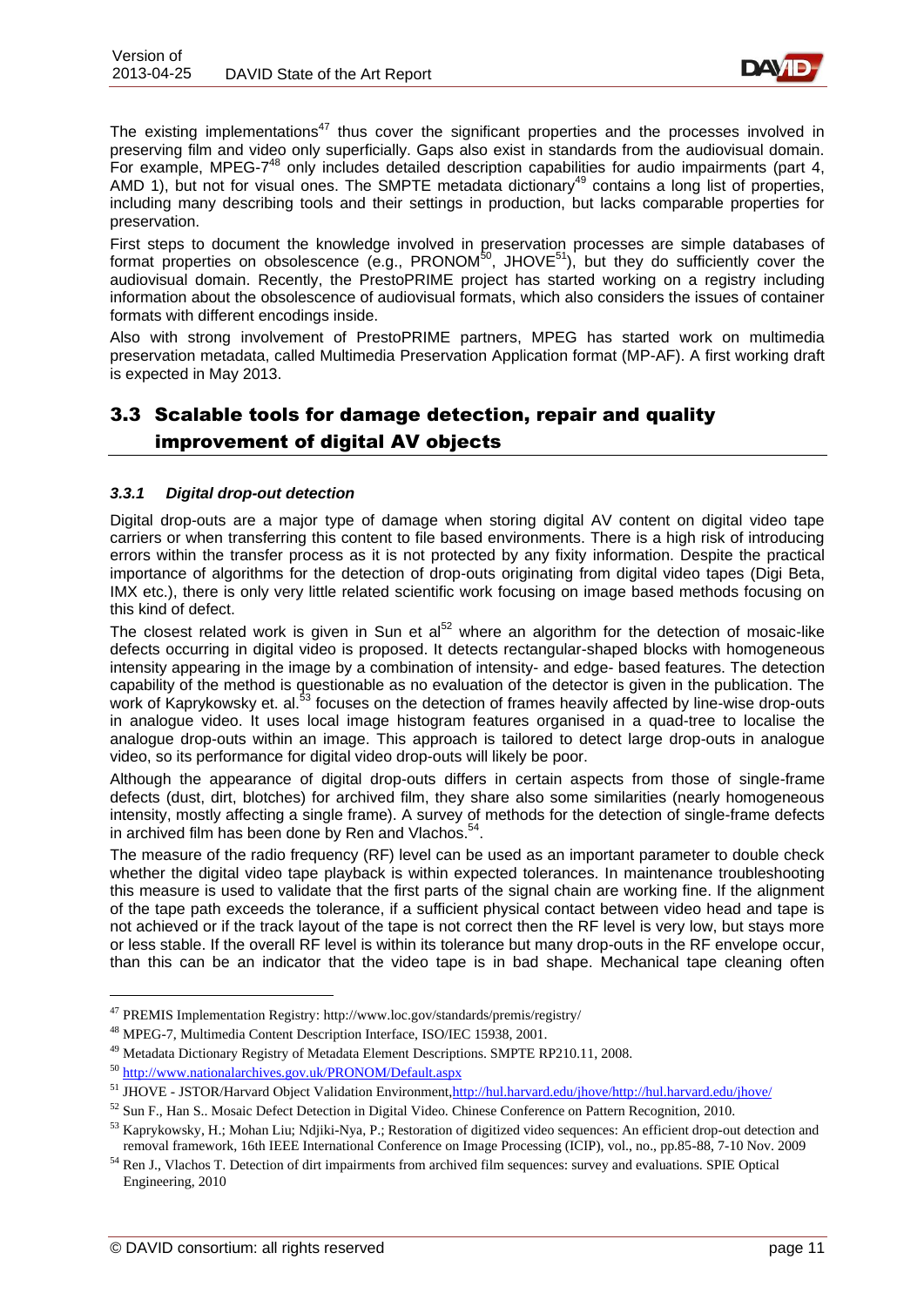The existing implementations[47] thus cover the significant properties and the processes involved in preserving film and video only superficially. Gaps also exist in standards from the audiovisual domain. For example, MPEG-7[48] only includes detailed description capabilities for audio impairments (part 4, AMD 1), but not for visual ones. The SMPTE metadata dictionary[49] contains a long list of properties, including many describing tools and their settings in production, but lacks comparable properties for preservation.

First steps to document the knowledge involved in preservation processes are simple databases of format properties on obsolescence (e.g., PRONOM[50], JHOVE[51]), but they do sufficiently cover the audiovisual domain. Recently, the PrestoPRIME project has started working on a registry including information about the obsolescence of audiovisual formats, which also considers the issues of container formats with different encodings inside.

Also with strong involvement of PrestoPRIME partners, MPEG has started work on multimedia preservation metadata, called Multimedia Preservation Application format (MP-AF). A first working draft is expected in May 2013.

## 3.3 Scalable tools for damage detection, repair and quality improvement of digital AV objects

### *3.3.1 Digital drop-out detection*

Digital drop-outs are a major type of damage when storing digital AV content on digital video tape carriers or when transferring this content to file based environments. There is a high risk of introducing errors within the transfer process as it is not protected by any fixity information. Despite the practical importance of algorithms for the detection of drop-outs originating from digital video tapes (Digi Beta, IMX etc.), there is only very little related scientific work focusing on image based methods focusing on this kind of defect.

The closest related work is given in Sun et al[52] where an algorithm for the detection of mosaic-like defects occurring in digital video is proposed. It detects rectangular-shaped blocks with homogeneous intensity appearing in the image by a combination of intensity- and edge- based features. The detection capability of the method is questionable as no evaluation of the detector is given in the publication. The work of Kaprykowsky et. al.[53] focuses on the detection of frames heavily affected by line-wise drop-outs in analogue video. It uses local image histogram features organised in a quad-tree to localise the analogue drop-outs within an image. This approach is tailored to detect large drop-outs in analogue video, so its performance for digital video drop-outs will likely be poor.

Although the appearance of digital drop-outs differs in certain aspects from those of single-frame defects (dust, dirt, blotches) for archived film, they share also some similarities (nearly homogeneous intensity, mostly affecting a single frame). A survey of methods for the detection of single-frame defects in archived film has been done by Ren and Vlachos.[54].

The measure of the radio frequency (RF) level can be used as an important parameter to double check whether the digital video tape playback is within expected tolerances. In maintenance troubleshooting this measure is used to validate that the first parts of the signal chain are working fine. If the alignment of the tape path exceeds the tolerance, if a sufficient physical contact between video head and tape is not achieved or if the track layout of the tape is not correct then the RF level is very low, but stays more or less stable. If the overall RF level is within its tolerance but many drop-outs in the RF envelope occur, than this can be an indicator that the video tape is in bad shape. Mechanical tape cleaning often

---

[47] PREMIS Implementation Registry: http://www.loc.gov/standards/premis/registry/

[48] MPEG-7, Multimedia Content Description Interface, ISO/IEC 15938, 2001.

[49] Metadata Dictionary Registry of Metadata Element Descriptions. SMPTE RP210.11, 2008.

[50] http://www.nationalarchives.gov.uk/PRONOM/Default.aspx

[51] JHOVE - JSTOR/Harvard Object Validation Environment,http://hul.harvard.edu/jhove/http://hul.harvard.edu/jhove/

[52] Sun F., Han S.. Mosaic Defect Detection in Digital Video. Chinese Conference on Pattern Recognition, 2010.

[53] Kaprykowsky, H.; Mohan Liu; Ndjiki-Nya, P.; Restoration of digitized video sequences: An efficient drop-out detection and removal framework, 16th IEEE International Conference on Image Processing (ICIP), vol., no., pp.85-88, 7-10 Nov. 2009

[54] Ren J., Vlachos T. Detection of dirt impairments from archived film sequences: survey and evaluations. SPIE Optical Engineering, 2010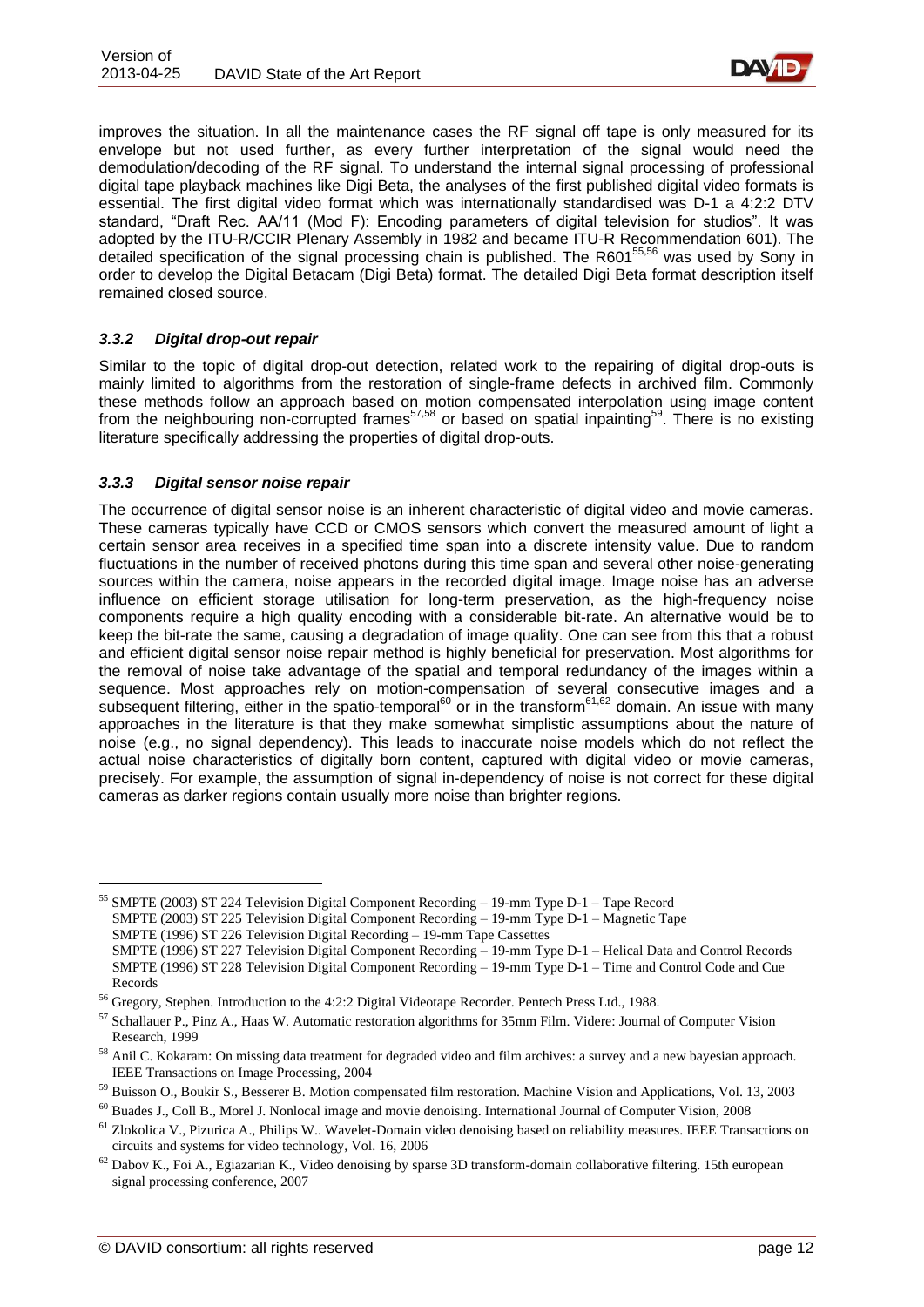improves the situation. In all the maintenance cases the RF signal off tape is only measured for its envelope but not used further, as every further interpretation of the signal would need the demodulation/decoding of the RF signal. To understand the internal signal processing of professional digital tape playback machines like Digi Beta, the analyses of the first published digital video formats is essential. The first digital video format which was internationally standardised was D-1 a 4:2:2 DTV standard, "Draft Rec. AA/11 (Mod F): Encoding parameters of digital television for studios". It was adopted by the ITU-R/CCIR Plenary Assembly in 1982 and became ITU-R Recommendation 601). The detailed specification of the signal processing chain is published. The R601[55,56] was used by Sony in order to develop the Digital Betacam (Digi Beta) format. The detailed Digi Beta format description itself remained closed source.

### *3.3.2 Digital drop-out repair*

Similar to the topic of digital drop-out detection, related work to the repairing of digital drop-outs is mainly limited to algorithms from the restoration of single-frame defects in archived film. Commonly these methods follow an approach based on motion compensated interpolation using image content from the neighbouring non-corrupted frames[57,58] or based on spatial inpainting[59]. There is no existing literature specifically addressing the properties of digital drop-outs.

### *3.3.3 Digital sensor noise repair*

The occurrence of digital sensor noise is an inherent characteristic of digital video and movie cameras. These cameras typically have CCD or CMOS sensors which convert the measured amount of light a certain sensor area receives in a specified time span into a discrete intensity value. Due to random fluctuations in the number of received photons during this time span and several other noise-generating sources within the camera, noise appears in the recorded digital image. Image noise has an adverse influence on efficient storage utilisation for long-term preservation, as the high-frequency noise components require a high quality encoding with a considerable bit-rate. An alternative would be to keep the bit-rate the same, causing a degradation of image quality. One can see from this that a robust and efficient digital sensor noise repair method is highly beneficial for preservation. Most algorithms for the removal of noise take advantage of the spatial and temporal redundancy of the images within a sequence. Most approaches rely on motion-compensation of several consecutive images and a subsequent filtering, either in the spatio-temporal[60] or in the transform[61,62] domain. An issue with many approaches in the literature is that they make somewhat simplistic assumptions about the nature of noise (e.g., no signal dependency). This leads to inaccurate noise models which do not reflect the actual noise characteristics of digitally born content, captured with digital video or movie cameras, precisely. For example, the assumption of signal in-dependency of noise is not correct for these digital cameras as darker regions contain usually more noise than brighter regions.

---

[55] SMPTE (2003) ST 224 Television Digital Component Recording – 19-mm Type D-1 – Tape Record
SMPTE (2003) ST 225 Television Digital Component Recording – 19-mm Type D-1 – Magnetic Tape
SMPTE (1996) ST 226 Television Digital Recording – 19-mm Tape Cassettes
SMPTE (1996) ST 227 Television Digital Component Recording – 19-mm Type D-1 – Helical Data and Control Records
SMPTE (1996) ST 228 Television Digital Component Recording – 19-mm Type D-1 – Time and Control Code and Cue Records

[56] Gregory, Stephen. Introduction to the 4:2:2 Digital Videotape Recorder. Pentech Press Ltd., 1988.

[57] Schallauer P., Pinz A., Haas W. Automatic restoration algorithms for 35mm Film. Videre: Journal of Computer Vision Research, 1999

[58] Anil C. Kokaram: On missing data treatment for degraded video and film archives: a survey and a new bayesian approach. IEEE Transactions on Image Processing, 2004

[59] Buisson O., Boukir S., Besserer B. Motion compensated film restoration. Machine Vision and Applications, Vol. 13, 2003

[60] Buades J., Coll B., Morel J. Nonlocal image and movie denoising. International Journal of Computer Vision, 2008

[61] Zlokolica V., Pizurica A., Philips W.. Wavelet-Domain video denoising based on reliability measures. IEEE Transactions on circuits and systems for video technology, Vol. 16, 2006

[62] Dabov K., Foi A., Egiazarian K., Video denoising by sparse 3D transform-domain collaborative filtering. 15th european signal processing conference, 2007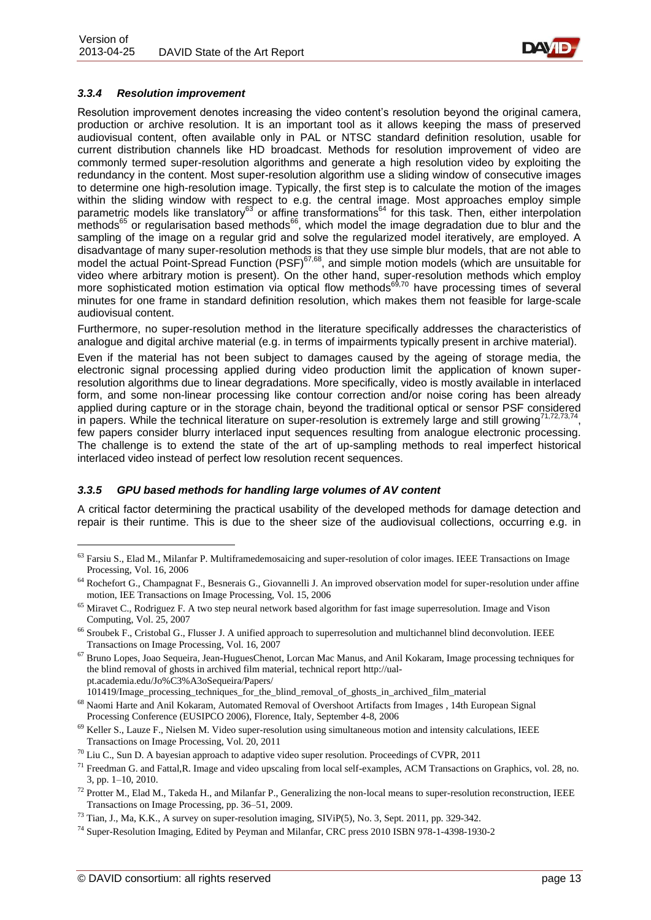### *3.3.4 Resolution improvement*

Resolution improvement denotes increasing the video content's resolution beyond the original camera, production or archive resolution. It is an important tool as it allows keeping the mass of preserved audiovisual content, often available only in PAL or NTSC standard definition resolution, usable for current distribution channels like HD broadcast. Methods for resolution improvement of video are commonly termed super-resolution algorithms and generate a high resolution video by exploiting the redundancy in the content. Most super-resolution algorithm use a sliding window of consecutive images to determine one high-resolution image. Typically, the first step is to calculate the motion of the images within the sliding window with respect to e.g. the central image. Most approaches employ simple parametric models like translatory[63] or affine transformations[64] for this task. Then, either interpolation methods[65] or regularisation based methods[66], which model the image degradation due to blur and the sampling of the image on a regular grid and solve the regularized model iteratively, are employed. A disadvantage of many super-resolution methods is that they use simple blur models, that are not able to model the actual Point-Spread Function (PSF)[67,68], and simple motion models (which are unsuitable for video where arbitrary motion is present). On the other hand, super-resolution methods which employ more sophisticated motion estimation via optical flow methods[69,70] have processing times of several minutes for one frame in standard definition resolution, which makes them not feasible for large-scale audiovisual content.

Furthermore, no super-resolution method in the literature specifically addresses the characteristics of analogue and digital archive material (e.g. in terms of impairments typically present in archive material).

Even if the material has not been subject to damages caused by the ageing of storage media, the electronic signal processing applied during video production limit the application of known super-resolution algorithms due to linear degradations. More specifically, video is mostly available in interlaced form, and some non-linear processing like contour correction and/or noise coring has been already applied during capture or in the storage chain, beyond the traditional optical or sensor PSF considered in papers. While the technical literature on super-resolution is extremely large and still growing[71,72,73,74], few papers consider blurry interlaced input sequences resulting from analogue electronic processing. The challenge is to extend the state of the art of up-sampling methods to real imperfect historical interlaced video instead of perfect low resolution recent sequences.

### *3.3.5 GPU based methods for handling large volumes of AV content*

A critical factor determining the practical usability of the developed methods for damage detection and repair is their runtime. This is due to the sheer size of the audiovisual collections, occurring e.g. in

---

[63] Farsiu S., Elad M., Milanfar P. Multiframedemosaicing and super-resolution of color images. IEEE Transactions on Image Processing, Vol. 16, 2006

[64] Rochefort G., Champagnat F., Besnerais G., Giovannelli J. An improved observation model for super-resolution under affine motion, IEE Transactions on Image Processing, Vol. 15, 2006

[65] Miravet C., Rodriguez F. A two step neural network based algorithm for fast image superresolution. Image and Vison Computing, Vol. 25, 2007

[66] Sroubek F., Cristobal G., Flusser J. A unified approach to superresolution and multichannel blind deconvolution. IEEE Transactions on Image Processing, Vol. 16, 2007

[67] Bruno Lopes, Joao Sequeira, Jean-HuguesChenot, Lorcan Mac Manus, and Anil Kokaram, Image processing techniques for the blind removal of ghosts in archived film material, technical report http://ual-pt.academia.edu/Jo%C3%A3oSequeira/Papers/101419/Image_processing_techniques_for_the_blind_removal_of_ghosts_in_archived_film_material

[68] Naomi Harte and Anil Kokaram, Automated Removal of Overshoot Artifacts from Images , 14th European Signal Processing Conference (EUSIPCO 2006), Florence, Italy, September 4-8, 2006

[69] Keller S., Lauze F., Nielsen M. Video super-resolution using simultaneous motion and intensity calculations, IEEE Transactions on Image Processing, Vol. 20, 2011

[70] Liu C., Sun D. A bayesian approach to adaptive video super resolution. Proceedings of CVPR, 2011

[71] Freedman G. and Fattal,R. Image and video upscaling from local self-examples, ACM Transactions on Graphics, vol. 28, no. 3, pp. 1–10, 2010.

[72] Protter M., Elad M., Takeda H., and Milanfar P., Generalizing the non-local means to super-resolution reconstruction, IEEE Transactions on Image Processing, pp. 36–51, 2009.

[73] Tian, J., Ma, K.K., A survey on super-resolution imaging, SIViP(5), No. 3, Sept. 2011, pp. 329-342.

[74] Super-Resolution Imaging, Edited by Peyman and Milanfar, CRC press 2010 ISBN 978-1-4398-1930-2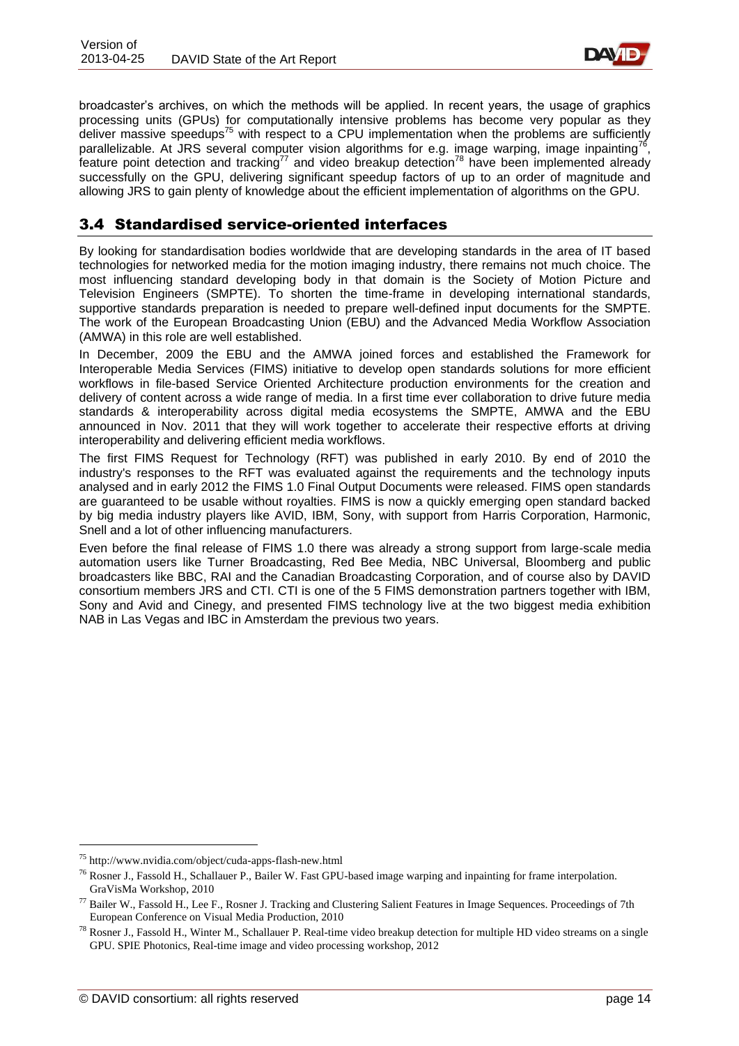broadcaster's archives, on which the methods will be applied. In recent years, the usage of graphics processing units (GPUs) for computationally intensive problems has become very popular as they deliver massive speedups[75] with respect to a CPU implementation when the problems are sufficiently parallelizable. At JRS several computer vision algorithms for e.g. image warping, image inpainting[76], feature point detection and tracking[77] and video breakup detection[78] have been implemented already successfully on the GPU, delivering significant speedup factors of up to an order of magnitude and allowing JRS to gain plenty of knowledge about the efficient implementation of algorithms on the GPU.

## 3.4 Standardised service-oriented interfaces

By looking for standardisation bodies worldwide that are developing standards in the area of IT based technologies for networked media for the motion imaging industry, there remains not much choice. The most influencing standard developing body in that domain is the Society of Motion Picture and Television Engineers (SMPTE). To shorten the time-frame in developing international standards, supportive standards preparation is needed to prepare well-defined input documents for the SMPTE. The work of the European Broadcasting Union (EBU) and the Advanced Media Workflow Association (AMWA) in this role are well established.

In December, 2009 the EBU and the AMWA joined forces and established the Framework for Interoperable Media Services (FIMS) initiative to develop open standards solutions for more efficient workflows in file-based Service Oriented Architecture production environments for the creation and delivery of content across a wide range of media. In a first time ever collaboration to drive future media standards & interoperability across digital media ecosystems the SMPTE, AMWA and the EBU announced in Nov. 2011 that they will work together to accelerate their respective efforts at driving interoperability and delivering efficient media workflows.

The first FIMS Request for Technology (RFT) was published in early 2010. By end of 2010 the industry's responses to the RFT was evaluated against the requirements and the technology inputs analysed and in early 2012 the FIMS 1.0 Final Output Documents were released. FIMS open standards are guaranteed to be usable without royalties. FIMS is now a quickly emerging open standard backed by big media industry players like AVID, IBM, Sony, with support from Harris Corporation, Harmonic, Snell and a lot of other influencing manufacturers.

Even before the final release of FIMS 1.0 there was already a strong support from large-scale media automation users like Turner Broadcasting, Red Bee Media, NBC Universal, Bloomberg and public broadcasters like BBC, RAI and the Canadian Broadcasting Corporation, and of course also by DAVID consortium members JRS and CTI. CTI is one of the 5 FIMS demonstration partners together with IBM, Sony and Avid and Cinegy, and presented FIMS technology live at the two biggest media exhibition NAB in Las Vegas and IBC in Amsterdam the previous two years.

---

[75] http://www.nvidia.com/object/cuda-apps-flash-new.html

[76] Rosner J., Fassold H., Schallauer P., Bailer W. Fast GPU-based image warping and inpainting for frame interpolation. GraVisMa Workshop, 2010

[77] Bailer W., Fassold H., Lee F., Rosner J. Tracking and Clustering Salient Features in Image Sequences. Proceedings of 7th European Conference on Visual Media Production, 2010

[78] Rosner J., Fassold H., Winter M., Schallauer P. Real-time video breakup detection for multiple HD video streams on a single GPU. SPIE Photonics, Real-time image and video processing workshop, 2012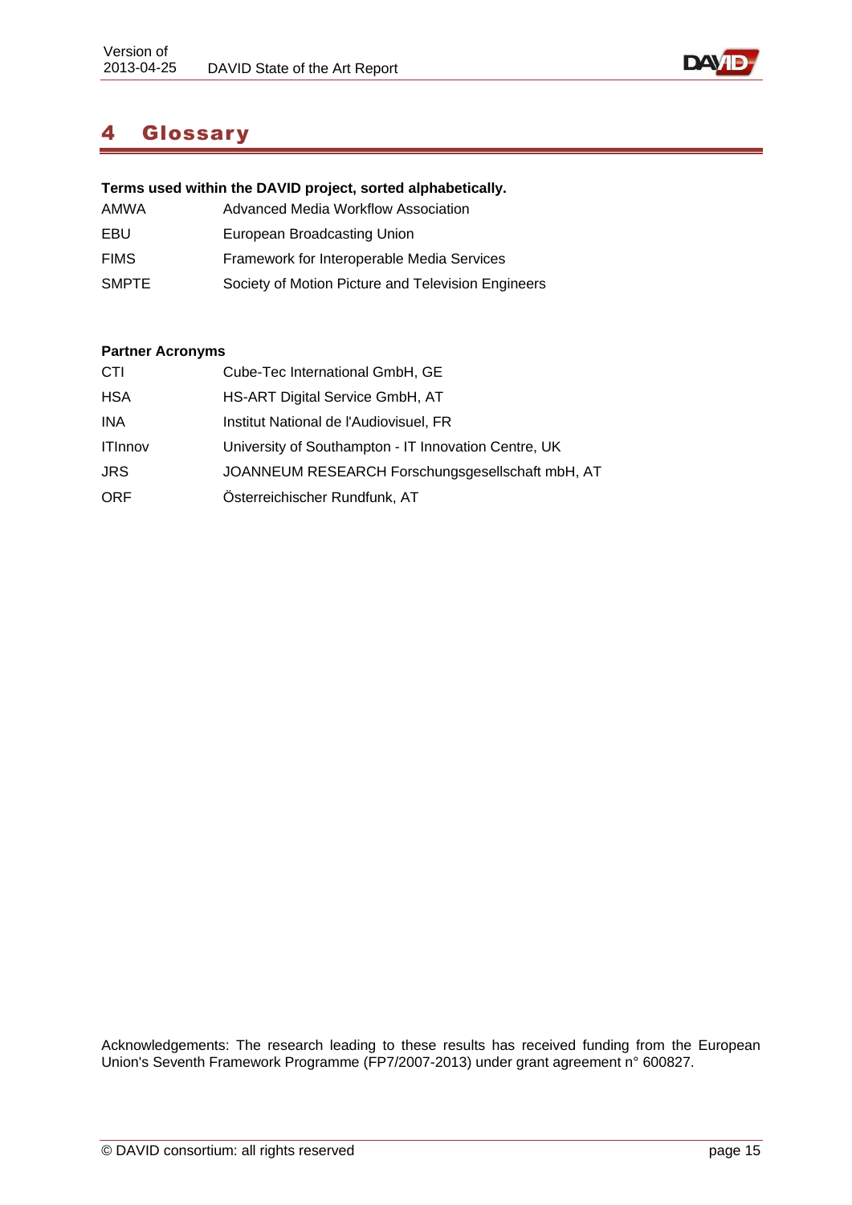# 4 Glossary

**Terms used within the DAVID project, sorted alphabetically.**

| | |
|---|---|
| AMWA | Advanced Media Workflow Association |
| EBU | European Broadcasting Union |
| FIMS | Framework for Interoperable Media Services |
| SMPTE | Society of Motion Picture and Television Engineers |

**Partner Acronyms**

| | |
|---|---|
| CTI | Cube-Tec International GmbH, GE |
| HSA | HS-ART Digital Service GmbH, AT |
| INA | Institut National de l'Audiovisuel, FR |
| ITInnov | University of Southampton - IT Innovation Centre, UK |
| JRS | JOANNEUM RESEARCH Forschungsgesellschaft mbH, AT |
| ORF | Österreichischer Rundfunk, AT |

Acknowledgements: The research leading to these results has received funding from the European Union's Seventh Framework Programme (FP7/2007-2013) under grant agreement n° 600827.